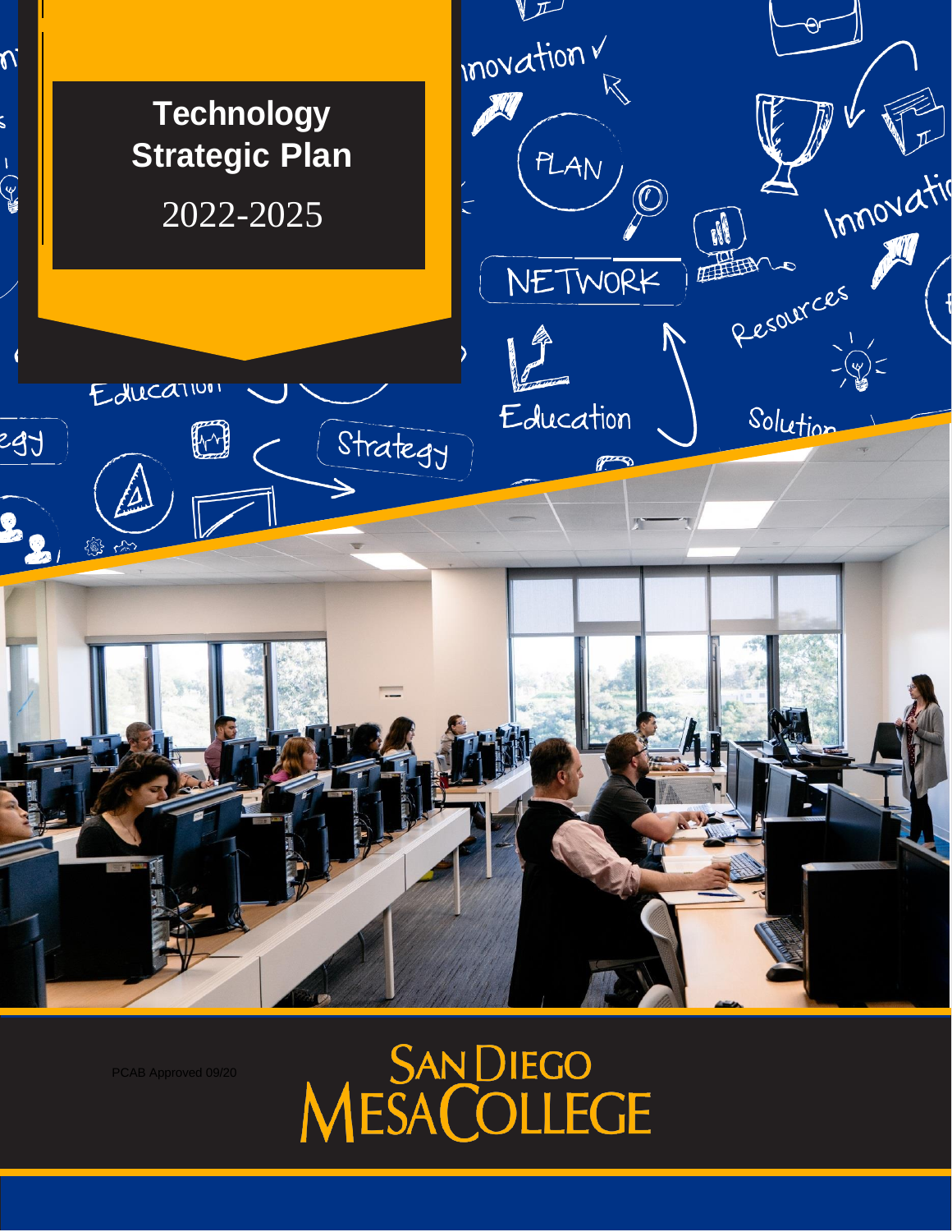# Technology Strategic Plan

2022-2025

PCAB Approved 09/20

SAN DIEGO MESA COLLEGE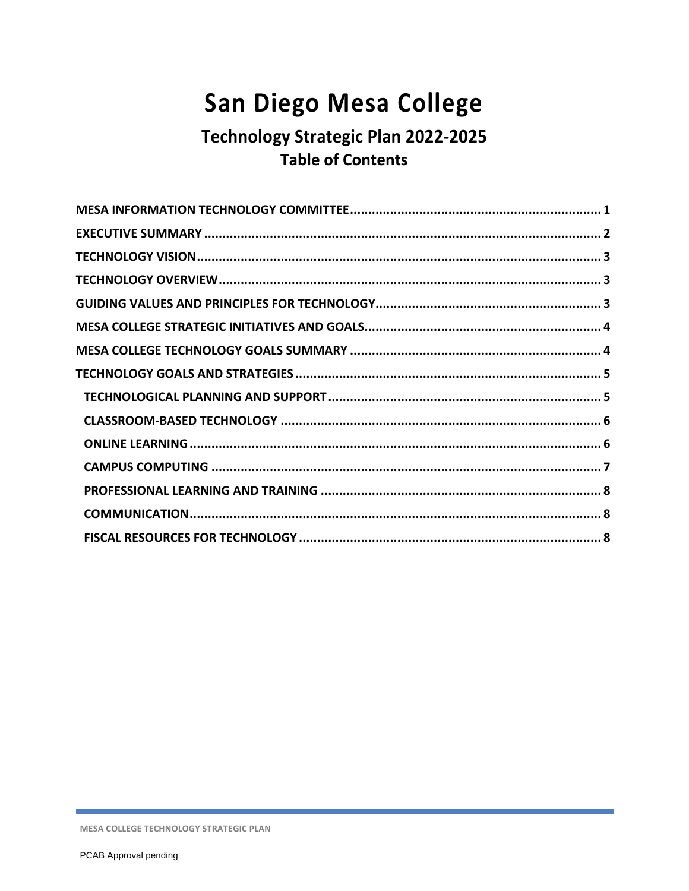# San Diego Mesa College

## Technology Strategic Plan 2022-2025

### Table of Contents

- MESA INFORMATION TECHNOLOGY COMMITTEE .......... 1
- EXECUTIVE SUMMARY .......... 2
- TECHNOLOGY VISION .......... 3
- TECHNOLOGY OVERVIEW .......... 3
- GUIDING VALUES AND PRINCIPLES FOR TECHNOLOGY .......... 3
- MESA COLLEGE STRATEGIC INITIATIVES AND GOALS .......... 4
- MESA COLLEGE TECHNOLOGY GOALS SUMMARY .......... 4
- TECHNOLOGY GOALS AND STRATEGIES .......... 5
  - TECHNOLOGICAL PLANNING AND SUPPORT .......... 5
  - CLASSROOM-BASED TECHNOLOGY .......... 6
  - ONLINE LEARNING .......... 6
  - CAMPUS COMPUTING .......... 7
  - PROFESSIONAL LEARNING AND TRAINING .......... 8
  - COMMUNICATION .......... 8
  - FISCAL RESOURCES FOR TECHNOLOGY .......... 8

PCAB Approval pending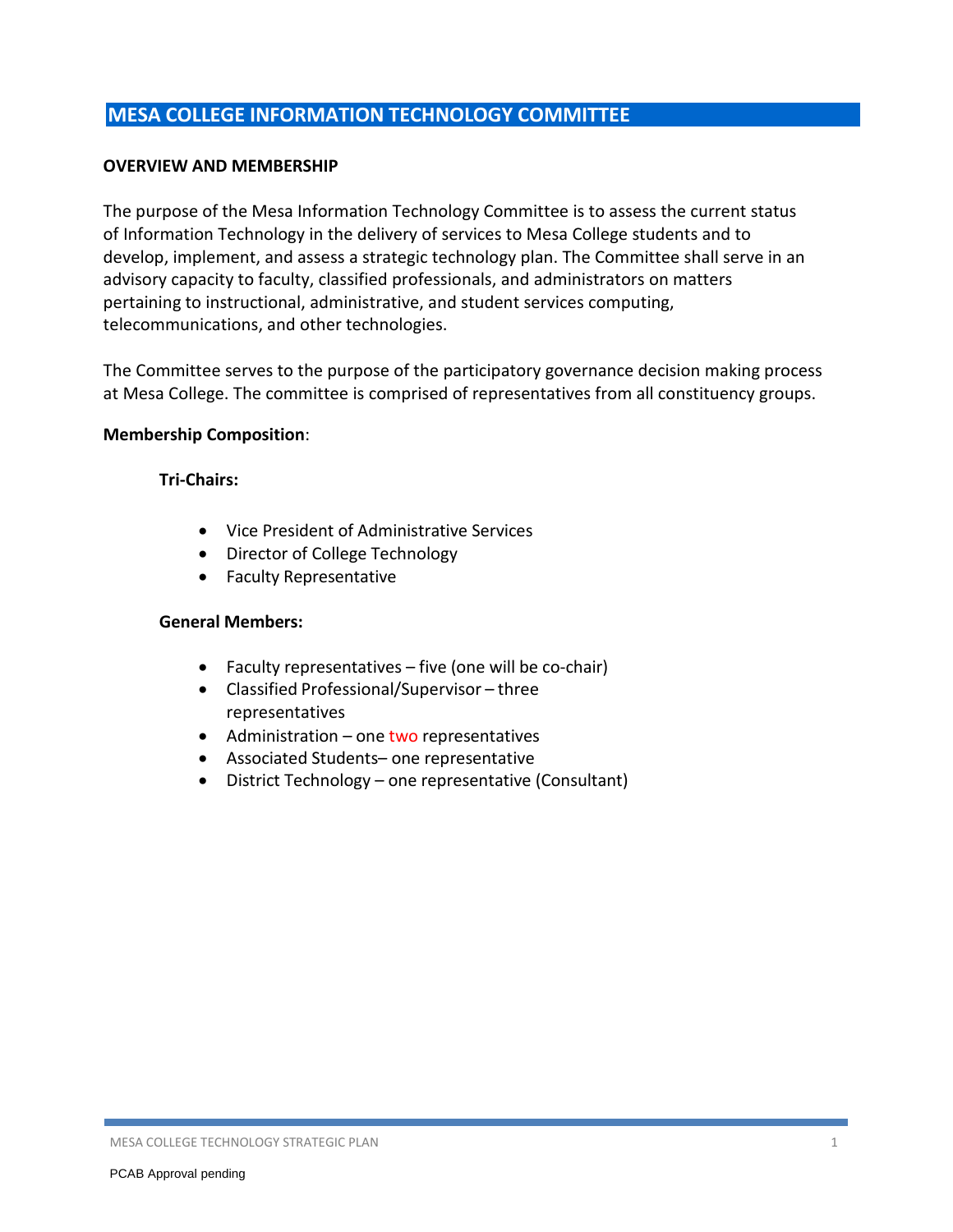# MESA COLLEGE INFORMATION TECHNOLOGY COMMITTEE

## OVERVIEW AND MEMBERSHIP

The purpose of the Mesa Information Technology Committee is to assess the current status of Information Technology in the delivery of services to Mesa College students and to develop, implement, and assess a strategic technology plan. The Committee shall serve in an advisory capacity to faculty, classified professionals, and administrators on matters pertaining to instructional, administrative, and student services computing, telecommunications, and other technologies.

The Committee serves to the purpose of the participatory governance decision making process at Mesa College. The committee is comprised of representatives from all constituency groups.

**Membership Composition**:

**Tri-Chairs:**

- Vice President of Administrative Services
- Director of College Technology
- Faculty Representative

**General Members:**

- Faculty representatives – five (one will be co-chair)
- Classified Professional/Supervisor – three representatives
- Administration – one two representatives
- Associated Students– one representative
- District Technology – one representative (Consultant)

PCAB Approval pending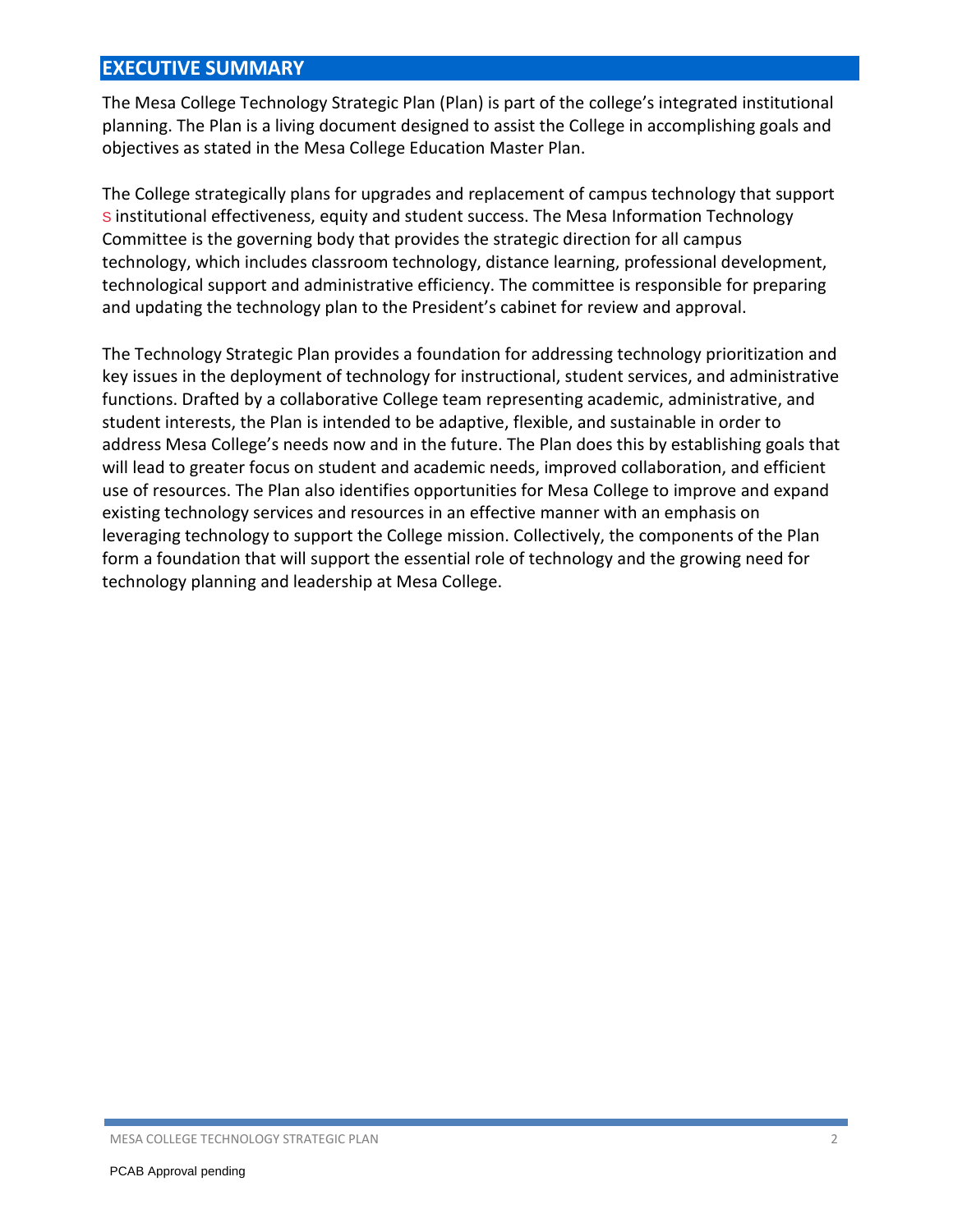## EXECUTIVE SUMMARY

The Mesa College Technology Strategic Plan (Plan) is part of the college's integrated institutional planning. The Plan is a living document designed to assist the College in accomplishing goals and objectives as stated in the Mesa College Education Master Plan.

The College strategically plans for upgrades and replacement of campus technology that support s institutional effectiveness, equity and student success. The Mesa Information Technology Committee is the governing body that provides the strategic direction for all campus technology, which includes classroom technology, distance learning, professional development, technological support and administrative efficiency. The committee is responsible for preparing and updating the technology plan to the President's cabinet for review and approval.

The Technology Strategic Plan provides a foundation for addressing technology prioritization and key issues in the deployment of technology for instructional, student services, and administrative functions. Drafted by a collaborative College team representing academic, administrative, and student interests, the Plan is intended to be adaptive, flexible, and sustainable in order to address Mesa College's needs now and in the future. The Plan does this by establishing goals that will lead to greater focus on student and academic needs, improved collaboration, and efficient use of resources. The Plan also identifies opportunities for Mesa College to improve and expand existing technology services and resources in an effective manner with an emphasis on leveraging technology to support the College mission. Collectively, the components of the Plan form a foundation that will support the essential role of technology and the growing need for technology planning and leadership at Mesa College.

PCAB Approval pending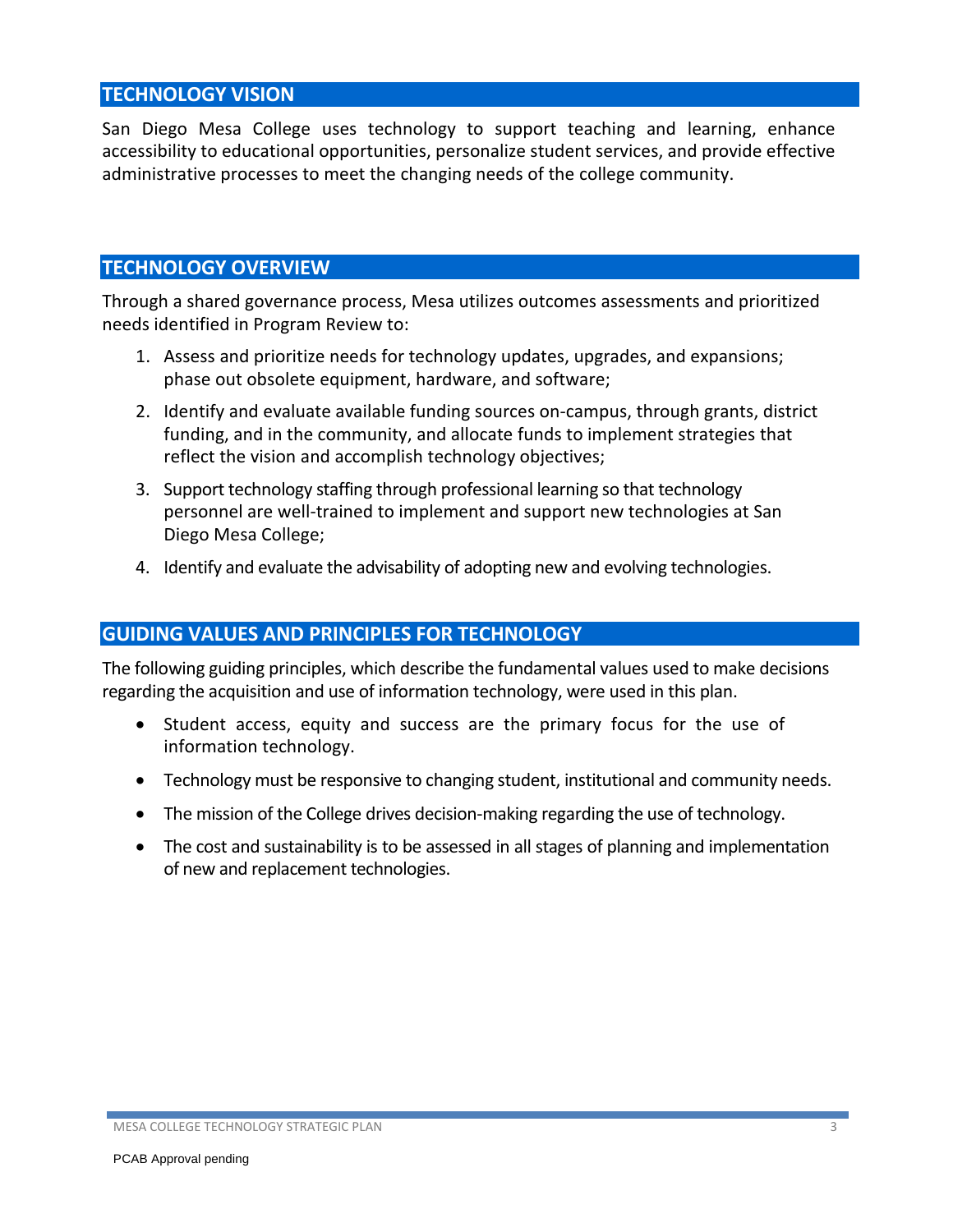## TECHNOLOGY VISION

San Diego Mesa College uses technology to support teaching and learning, enhance accessibility to educational opportunities, personalize student services, and provide effective administrative processes to meet the changing needs of the college community.

## TECHNOLOGY OVERVIEW

Through a shared governance process, Mesa utilizes outcomes assessments and prioritized needs identified in Program Review to:

1. Assess and prioritize needs for technology updates, upgrades, and expansions; phase out obsolete equipment, hardware, and software;
2. Identify and evaluate available funding sources on-campus, through grants, district funding, and in the community, and allocate funds to implement strategies that reflect the vision and accomplish technology objectives;
3. Support technology staffing through professional learning so that technology personnel are well-trained to implement and support new technologies at San Diego Mesa College;
4. Identify and evaluate the advisability of adopting new and evolving technologies.

## GUIDING VALUES AND PRINCIPLES FOR TECHNOLOGY

The following guiding principles, which describe the fundamental values used to make decisions regarding the acquisition and use of information technology, were used in this plan.

- Student access, equity and success are the primary focus for the use of information technology.
- Technology must be responsive to changing student, institutional and community needs.
- The mission of the College drives decision-making regarding the use of technology.
- The cost and sustainability is to be assessed in all stages of planning and implementation of new and replacement technologies.

PCAB Approval pending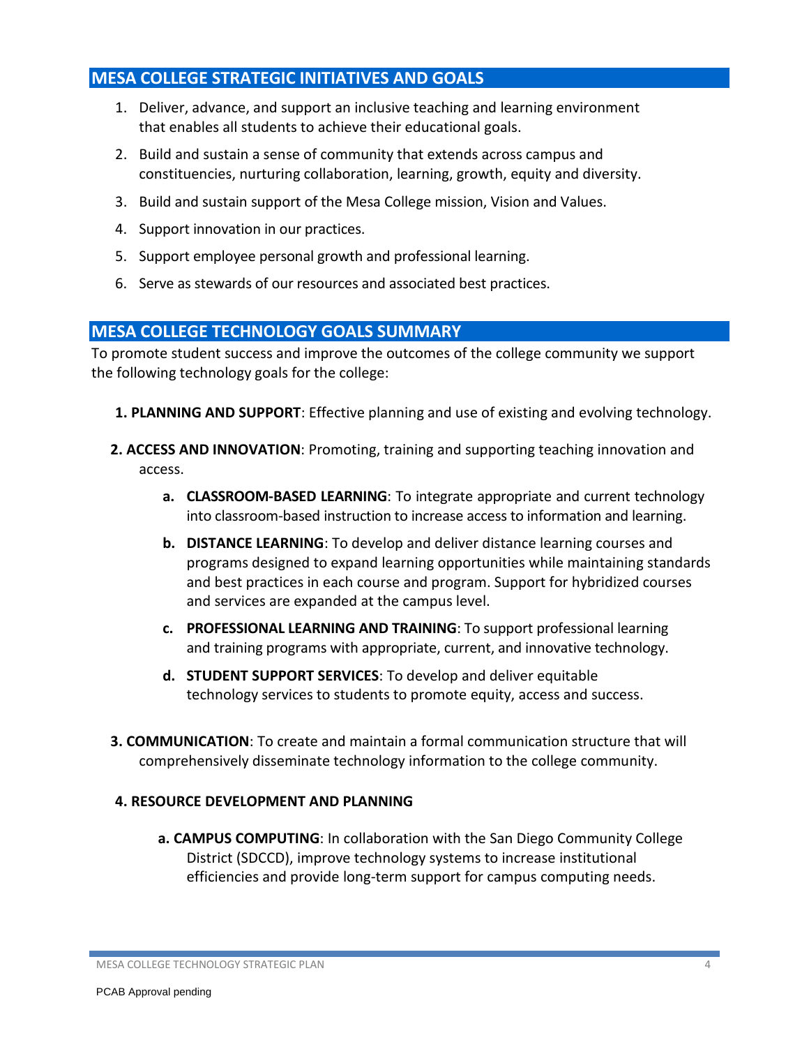## MESA COLLEGE STRATEGIC INITIATIVES AND GOALS

1. Deliver, advance, and support an inclusive teaching and learning environment that enables all students to achieve their educational goals.
2. Build and sustain a sense of community that extends across campus and constituencies, nurturing collaboration, learning, growth, equity and diversity.
3. Build and sustain support of the Mesa College mission, Vision and Values.
4. Support innovation in our practices.
5. Support employee personal growth and professional learning.
6. Serve as stewards of our resources and associated best practices.

## MESA COLLEGE TECHNOLOGY GOALS SUMMARY

To promote student success and improve the outcomes of the college community we support the following technology goals for the college:

**1. PLANNING AND SUPPORT**: Effective planning and use of existing and evolving technology.

**2. ACCESS AND INNOVATION**: Promoting, training and supporting teaching innovation and access.

- **a. CLASSROOM-BASED LEARNING**: To integrate appropriate and current technology into classroom-based instruction to increase access to information and learning.
- **b. DISTANCE LEARNING**: To develop and deliver distance learning courses and programs designed to expand learning opportunities while maintaining standards and best practices in each course and program. Support for hybridized courses and services are expanded at the campus level.
- **c. PROFESSIONAL LEARNING AND TRAINING**: To support professional learning and training programs with appropriate, current, and innovative technology.
- **d. STUDENT SUPPORT SERVICES**: To develop and deliver equitable technology services to students to promote equity, access and success.

**3. COMMUNICATION**: To create and maintain a formal communication structure that will comprehensively disseminate technology information to the college community.

**4. RESOURCE DEVELOPMENT AND PLANNING**

- **a. CAMPUS COMPUTING**: In collaboration with the San Diego Community College District (SDCCD), improve technology systems to increase institutional efficiencies and provide long-term support for campus computing needs.

PCAB Approval pending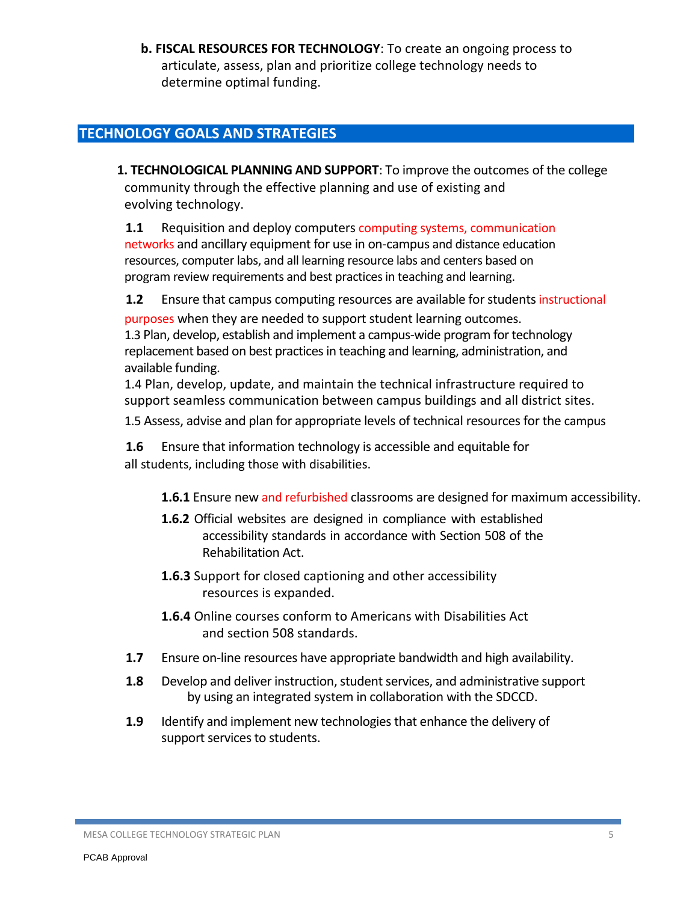**b. FISCAL RESOURCES FOR TECHNOLOGY**: To create an ongoing process to articulate, assess, plan and prioritize college technology needs to determine optimal funding.

## TECHNOLOGY GOALS AND STRATEGIES

**1. TECHNOLOGICAL PLANNING AND SUPPORT**: To improve the outcomes of the college community through the effective planning and use of existing and evolving technology.

**1.1** Requisition and deploy computers computing systems, communication networks and ancillary equipment for use in on-campus and distance education resources, computer labs, and all learning resource labs and centers based on program review requirements and best practices in teaching and learning.

**1.2** Ensure that campus computing resources are available for students instructional purposes when they are needed to support student learning outcomes.

1.3 Plan, develop, establish and implement a campus-wide program for technology replacement based on best practices in teaching and learning, administration, and available funding.

1.4 Plan, develop, update, and maintain the technical infrastructure required to support seamless communication between campus buildings and all district sites.

1.5 Assess, advise and plan for appropriate levels of technical resources for the campus

**1.6** Ensure that information technology is accessible and equitable for all students, including those with disabilities.

- **1.6.1** Ensure new and refurbished classrooms are designed for maximum accessibility.
- **1.6.2** Official websites are designed in compliance with established accessibility standards in accordance with Section 508 of the Rehabilitation Act.
- **1.6.3** Support for closed captioning and other accessibility resources is expanded.
- **1.6.4** Online courses conform to Americans with Disabilities Act and section 508 standards.

**1.7** Ensure on-line resources have appropriate bandwidth and high availability.

**1.8** Develop and deliver instruction, student services, and administrative support by using an integrated system in collaboration with the SDCCD.

**1.9** Identify and implement new technologies that enhance the delivery of support services to students.

PCAB Approval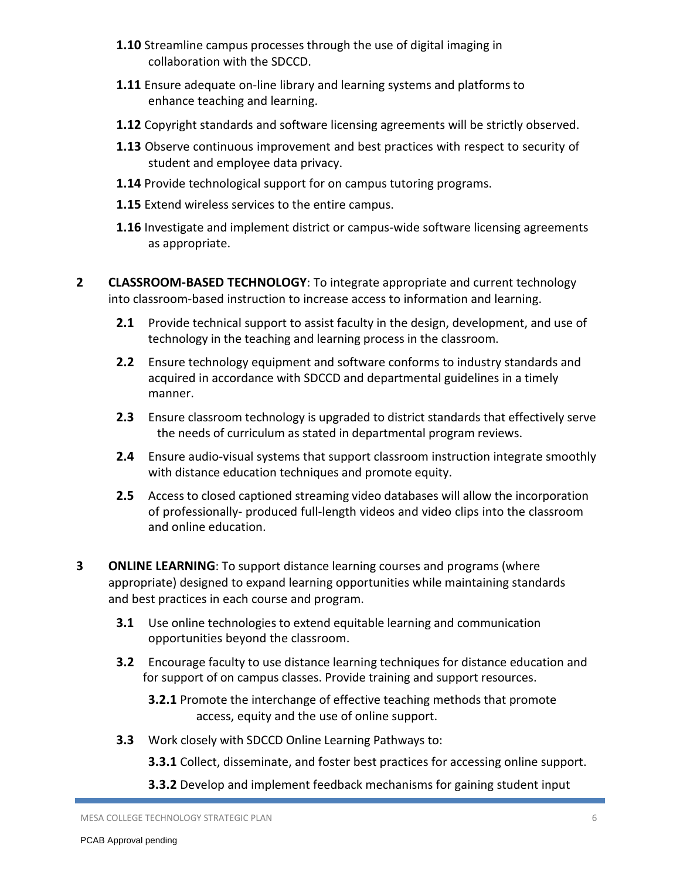**1.10** Streamline campus processes through the use of digital imaging in collaboration with the SDCCD.

**1.11** Ensure adequate on-line library and learning systems and platforms to enhance teaching and learning.

**1.12** Copyright standards and software licensing agreements will be strictly observed.

**1.13** Observe continuous improvement and best practices with respect to security of student and employee data privacy.

**1.14** Provide technological support for on campus tutoring programs.

**1.15** Extend wireless services to the entire campus.

**1.16** Investigate and implement district or campus-wide software licensing agreements as appropriate.

**2 CLASSROOM-BASED TECHNOLOGY**: To integrate appropriate and current technology into classroom-based instruction to increase access to information and learning.

**2.1** Provide technical support to assist faculty in the design, development, and use of technology in the teaching and learning process in the classroom.

**2.2** Ensure technology equipment and software conforms to industry standards and acquired in accordance with SDCCD and departmental guidelines in a timely manner.

**2.3** Ensure classroom technology is upgraded to district standards that effectively serve the needs of curriculum as stated in departmental program reviews.

**2.4** Ensure audio-visual systems that support classroom instruction integrate smoothly with distance education techniques and promote equity.

**2.5** Access to closed captioned streaming video databases will allow the incorporation of professionally- produced full-length videos and video clips into the classroom and online education.

**3 ONLINE LEARNING**: To support distance learning courses and programs (where appropriate) designed to expand learning opportunities while maintaining standards and best practices in each course and program.

**3.1** Use online technologies to extend equitable learning and communication opportunities beyond the classroom.

**3.2** Encourage faculty to use distance learning techniques for distance education and for support of on campus classes. Provide training and support resources.

**3.2.1** Promote the interchange of effective teaching methods that promote access, equity and the use of online support.

**3.3** Work closely with SDCCD Online Learning Pathways to:

**3.3.1** Collect, disseminate, and foster best practices for accessing online support.

**3.3.2** Develop and implement feedback mechanisms for gaining student input

PCAB Approval pending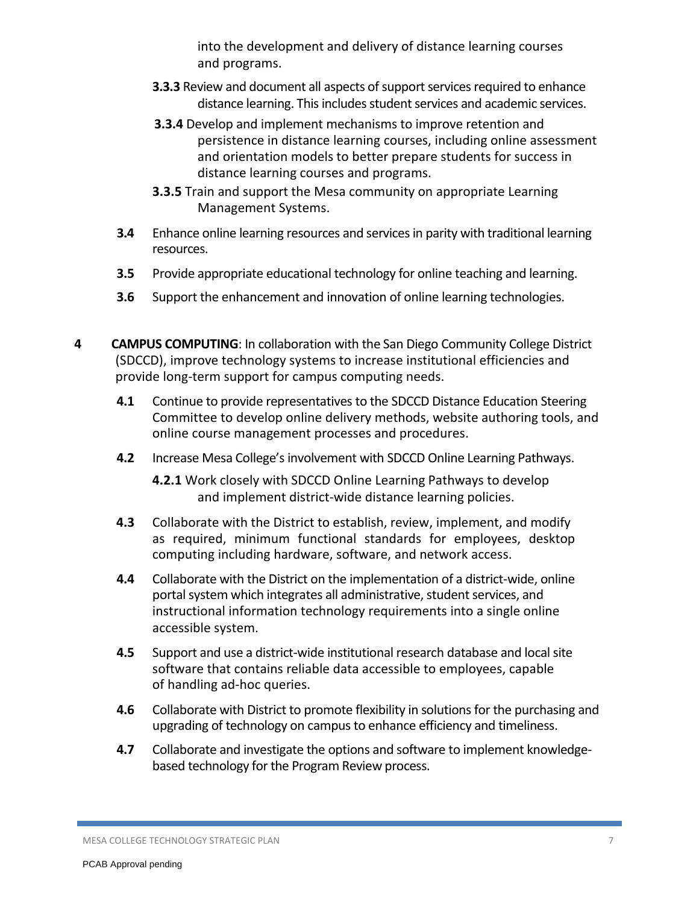into the development and delivery of distance learning courses and programs.

**3.3.3** Review and document all aspects of support services required to enhance distance learning. This includes student services and academic services.

**3.3.4** Develop and implement mechanisms to improve retention and persistence in distance learning courses, including online assessment and orientation models to better prepare students for success in distance learning courses and programs.

**3.3.5** Train and support the Mesa community on appropriate Learning Management Systems.

**3.4** Enhance online learning resources and services in parity with traditional learning resources.

**3.5** Provide appropriate educational technology for online teaching and learning.

**3.6** Support the enhancement and innovation of online learning technologies.

**4 CAMPUS COMPUTING**: In collaboration with the San Diego Community College District (SDCCD), improve technology systems to increase institutional efficiencies and provide long-term support for campus computing needs.

**4.1** Continue to provide representatives to the SDCCD Distance Education Steering Committee to develop online delivery methods, website authoring tools, and online course management processes and procedures.

**4.2** Increase Mesa College's involvement with SDCCD Online Learning Pathways.

**4.2.1** Work closely with SDCCD Online Learning Pathways to develop and implement district-wide distance learning policies.

**4.3** Collaborate with the District to establish, review, implement, and modify as required, minimum functional standards for employees, desktop computing including hardware, software, and network access.

**4.4** Collaborate with the District on the implementation of a district-wide, online portal system which integrates all administrative, student services, and instructional information technology requirements into a single online accessible system.

**4.5** Support and use a district-wide institutional research database and local site software that contains reliable data accessible to employees, capable of handling ad-hoc queries.

**4.6** Collaborate with District to promote flexibility in solutions for the purchasing and upgrading of technology on campus to enhance efficiency and timeliness.

**4.7** Collaborate and investigate the options and software to implement knowledge-based technology for the Program Review process.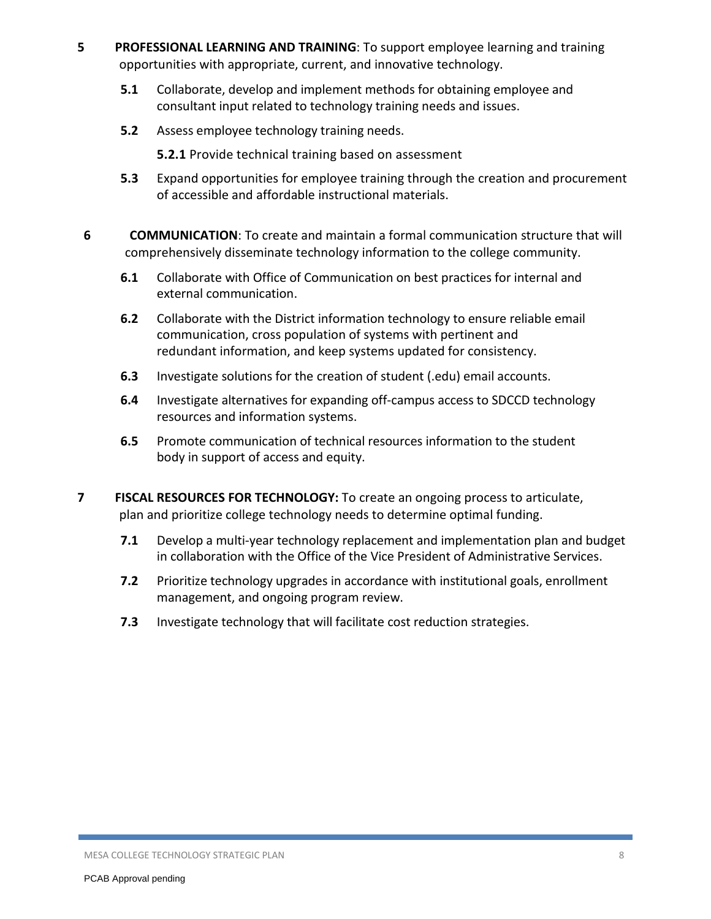**5 PROFESSIONAL LEARNING AND TRAINING**: To support employee learning and training opportunities with appropriate, current, and innovative technology.

- **5.1** Collaborate, develop and implement methods for obtaining employee and consultant input related to technology training needs and issues.
- **5.2** Assess employee technology training needs.
  - **5.2.1** Provide technical training based on assessment
- **5.3** Expand opportunities for employee training through the creation and procurement of accessible and affordable instructional materials.

**6 COMMUNICATION**: To create and maintain a formal communication structure that will comprehensively disseminate technology information to the college community.

- **6.1** Collaborate with Office of Communication on best practices for internal and external communication.
- **6.2** Collaborate with the District information technology to ensure reliable email communication, cross population of systems with pertinent and redundant information, and keep systems updated for consistency.
- **6.3** Investigate solutions for the creation of student (.edu) email accounts.
- **6.4** Investigate alternatives for expanding off-campus access to SDCCD technology resources and information systems.
- **6.5** Promote communication of technical resources information to the student body in support of access and equity.

**7 FISCAL RESOURCES FOR TECHNOLOGY:** To create an ongoing process to articulate, plan and prioritize college technology needs to determine optimal funding.

- **7.1** Develop a multi-year technology replacement and implementation plan and budget in collaboration with the Office of the Vice President of Administrative Services.
- **7.2** Prioritize technology upgrades in accordance with institutional goals, enrollment management, and ongoing program review.
- **7.3** Investigate technology that will facilitate cost reduction strategies.

PCAB Approval pending